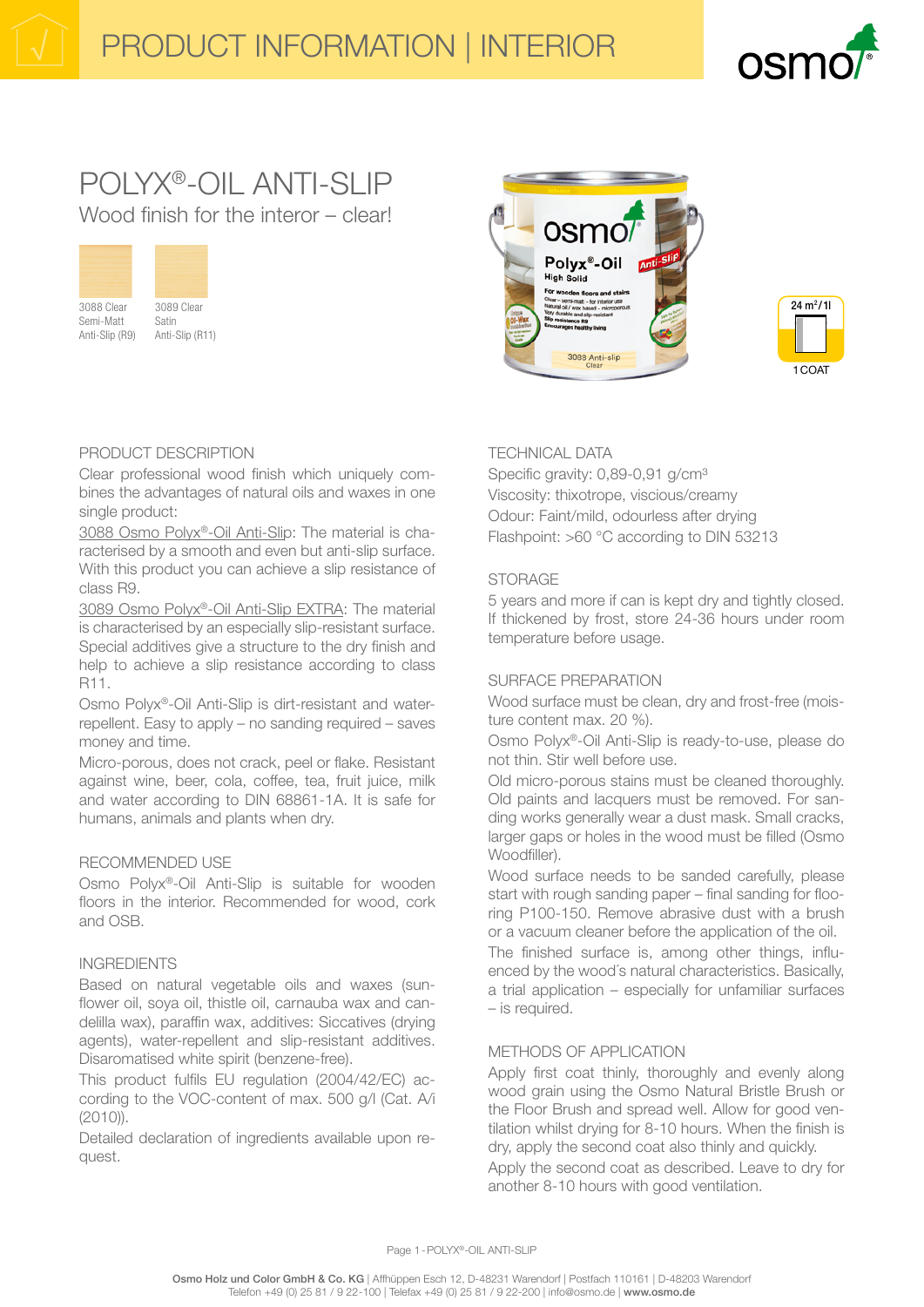# PRODUCT INFORMATION | INTERIOR

## POLYX®-OIL ANTI-SLIP

Wood finish for the interor – clear!

3088 Clear Semi-Matt Anti-Slip (R9)

3089 Clear Satin Anti-Slip (R11)

24 m²/1l

1 COAT

### PRODUCT DESCRIPTION

Clear professional wood finish which uniquely combines the advantages of natural oils and waxes in one single product:

3088 Osmo Polyx®-Oil Anti-Slip: The material is characterised by a smooth and even but anti-slip surface. With this product you can achieve a slip resistance of class R9.

3089 Osmo Polyx®-Oil Anti-Slip EXTRA: The material is characterised by an especially slip-resistant surface. Special additives give a structure to the dry finish and help to achieve a slip resistance according to class R11.

Osmo Polyx®-Oil Anti-Slip is dirt-resistant and water-repellent. Easy to apply – no sanding required – saves money and time.

Micro-porous, does not crack, peel or flake. Resistant against wine, beer, cola, coffee, tea, fruit juice, milk and water according to DIN 68861-1A. It is safe for humans, animals and plants when dry.

### RECOMMENDED USE

Osmo Polyx®-Oil Anti-Slip is suitable for wooden floors in the interior. Recommended for wood, cork and OSB.

### INGREDIENTS

Based on natural vegetable oils and waxes (sunflower oil, soya oil, thistle oil, carnauba wax and candelilla wax), paraffin wax, additives: Siccatives (drying agents), water-repellent and slip-resistant additives. Disaromatised white spirit (benzene-free).

This product fulfils EU regulation (2004/42/EC) according to the VOC-content of max. 500 g/l (Cat. A/i (2010)).

Detailed declaration of ingredients available upon request.

### TECHNICAL DATA

Specific gravity: 0,89-0,91 g/cm³

Viscosity: thixotrope, viscious/creamy

Odour: Faint/mild, odourless after drying

Flashpoint: >60 °C according to DIN 53213

### STORAGE

5 years and more if can is kept dry and tightly closed. If thickened by frost, store 24-36 hours under room temperature before usage.

### SURFACE PREPARATION

Wood surface must be clean, dry and frost-free (moisture content max. 20 %).

Osmo Polyx®-Oil Anti-Slip is ready-to-use, please do not thin. Stir well before use.

Old micro-porous stains must be cleaned thoroughly. Old paints and lacquers must be removed. For sanding works generally wear a dust mask. Small cracks, larger gaps or holes in the wood must be filled (Osmo Woodfiller).

Wood surface needs to be sanded carefully, please start with rough sanding paper – final sanding for flooring P100-150. Remove abrasive dust with a brush or a vacuum cleaner before the application of the oil.

The finished surface is, among other things, influenced by the wood´s natural characteristics. Basically, a trial application – especially for unfamiliar surfaces – is required.

### METHODS OF APPLICATION

Apply first coat thinly, thoroughly and evenly along wood grain using the Osmo Natural Bristle Brush or the Floor Brush and spread well. Allow for good ventilation whilst drying for 8-10 hours. When the finish is dry, apply the second coat also thinly and quickly.

Apply the second coat as described. Leave to dry for another 8-10 hours with good ventilation.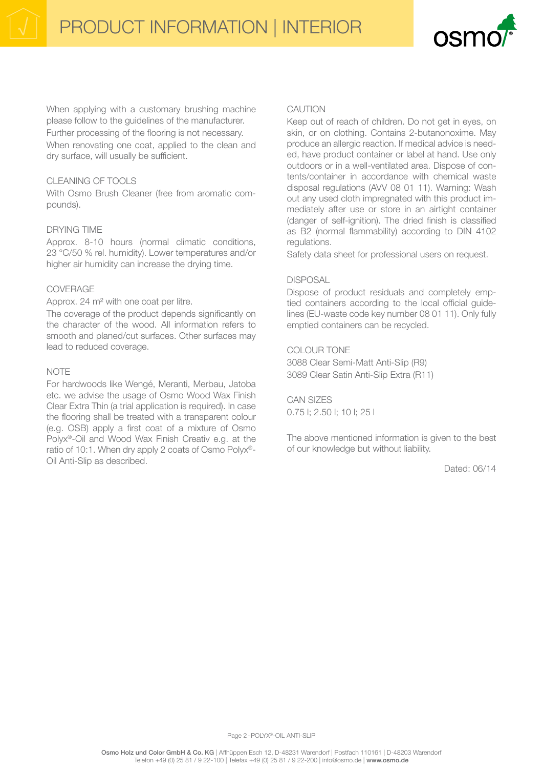When applying with a customary brushing machine please follow to the guidelines of the manufacturer. Further processing of the flooring is not necessary. When renovating one coat, applied to the clean and dry surface, will usually be sufficient.

## CLEANING OF TOOLS

With Osmo Brush Cleaner (free from aromatic compounds).

## DRYING TIME

Approx. 8-10 hours (normal climatic conditions, 23 °C/50 % rel. humidity). Lower temperatures and/or higher air humidity can increase the drying time.

## COVERAGE

Approx. 24 m² with one coat per litre.

The coverage of the product depends significantly on the character of the wood. All information refers to smooth and planed/cut surfaces. Other surfaces may lead to reduced coverage.

## NOTE

For hardwoods like Wengé, Meranti, Merbau, Jatoba etc. we advise the usage of Osmo Wood Wax Finish Clear Extra Thin (a trial application is required). In case the flooring shall be treated with a transparent colour (e.g. OSB) apply a first coat of a mixture of Osmo Polyx®-Oil and Wood Wax Finish Creativ e.g. at the ratio of 10:1. When dry apply 2 coats of Osmo Polyx®-Oil Anti-Slip as described.

## CAUTION

Keep out of reach of children. Do not get in eyes, on skin, or on clothing. Contains 2-butanonoxime. May produce an allergic reaction. If medical advice is needed, have product container or label at hand. Use only outdoors or in a well-ventilated area. Dispose of contents/container in accordance with chemical waste disposal regulations (AVV 08 01 11). Warning: Wash out any used cloth impregnated with this product immediately after use or store in an airtight container (danger of self-ignition). The dried finish is classified as B2 (normal flammability) according to DIN 4102 regulations.

Safety data sheet for professional users on request.

## DISPOSAL

Dispose of product residuals and completely emptied containers according to the local official guidelines (EU-waste code key number 08 01 11). Only fully emptied containers can be recycled.

## COLOUR TONE

3088 Clear Semi-Matt Anti-Slip (R9)

3089 Clear Satin Anti-Slip Extra (R11)

## CAN SIZES

0.75 l; 2.50 l; 10 l; 25 l

The above mentioned information is given to the best of our knowledge but without liability.

Dated: 06/14